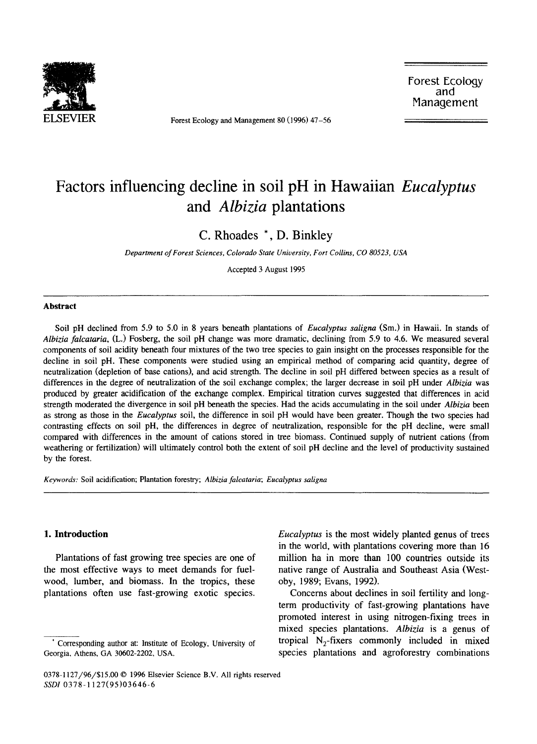# Factors influencing decline in soil pH in Hawaiian *Eucalyptus* and *Albizia* plantations

C. Rhoades *, D. Binkley

*Department of Forest Sciences, Colorado State University, Fort Collins, CO 80523, USA*

Accepted 3 August 1995

## Abstract

Soil pH declined from 5.9 to 5.0 in 8 years beneath plantations of *Eucalyptus saligna* (Sm.) in Hawaii. In stands of *Albizia falcataria*, (L.) Fosberg, the soil pH change was more dramatic, declining from 5.9 to 4.6. We measured several components of soil acidity beneath four mixtures of the two tree species to gain insight on the processes responsible for the decline in soil pH. These components were studied using an empirical method of comparing acid quantity, degree of neutralization (depletion of base cations), and acid strength. The decline in soil pH differed between species as a result of differences in the degree of neutralization of the soil exchange complex; the larger decrease in soil pH under *Albizia* was produced by greater acidification of the exchange complex. Empirical titration curves suggested that differences in acid strength moderated the divergence in soil pH beneath the species. Had the acids accumulating in the soil under *Albizia* been as strong as those in the *Eucalyptus* soil, the difference in soil pH would have been greater. Though the two species had contrasting effects on soil pH, the differences in degree of neutralization, responsible for the pH decline, were small compared with differences in the amount of cations stored in tree biomass. Continued supply of nutrient cations (from weathering or fertilization) will ultimately control both the extent of soil pH decline and the level of productivity sustained by the forest.

*Keywords:* Soil acidification; Plantation forestry; *Albizia falcataria*; *Eucalyptus saligna*

## 1. Introduction

Plantations of fast growing tree species are one of the most effective ways to meet demands for fuelwood, lumber, and biomass. In the tropics, these plantations often use fast-growing exotic species. *Eucalyptus* is the most widely planted genus of trees in the world, with plantations covering more than 16 million ha in more than 100 countries outside its native range of Australia and Southeast Asia (Westoby, 1989; Evans, 1992).

Concerns about declines in soil fertility and long-term productivity of fast-growing plantations have promoted interest in using nitrogen-fixing trees in mixed species plantations. *Albizia* is a genus of tropical $N_2$-fixers commonly included in mixed species plantations and agroforestry combinations

* Corresponding author at: Institute of Ecology, University of Georgia, Athens, GA 30602-2202, USA.

0378-1127/96/$15.00 © 1996 Elsevier Science B.V. All rights reserved
SSDI 0378-1127(95)03646-6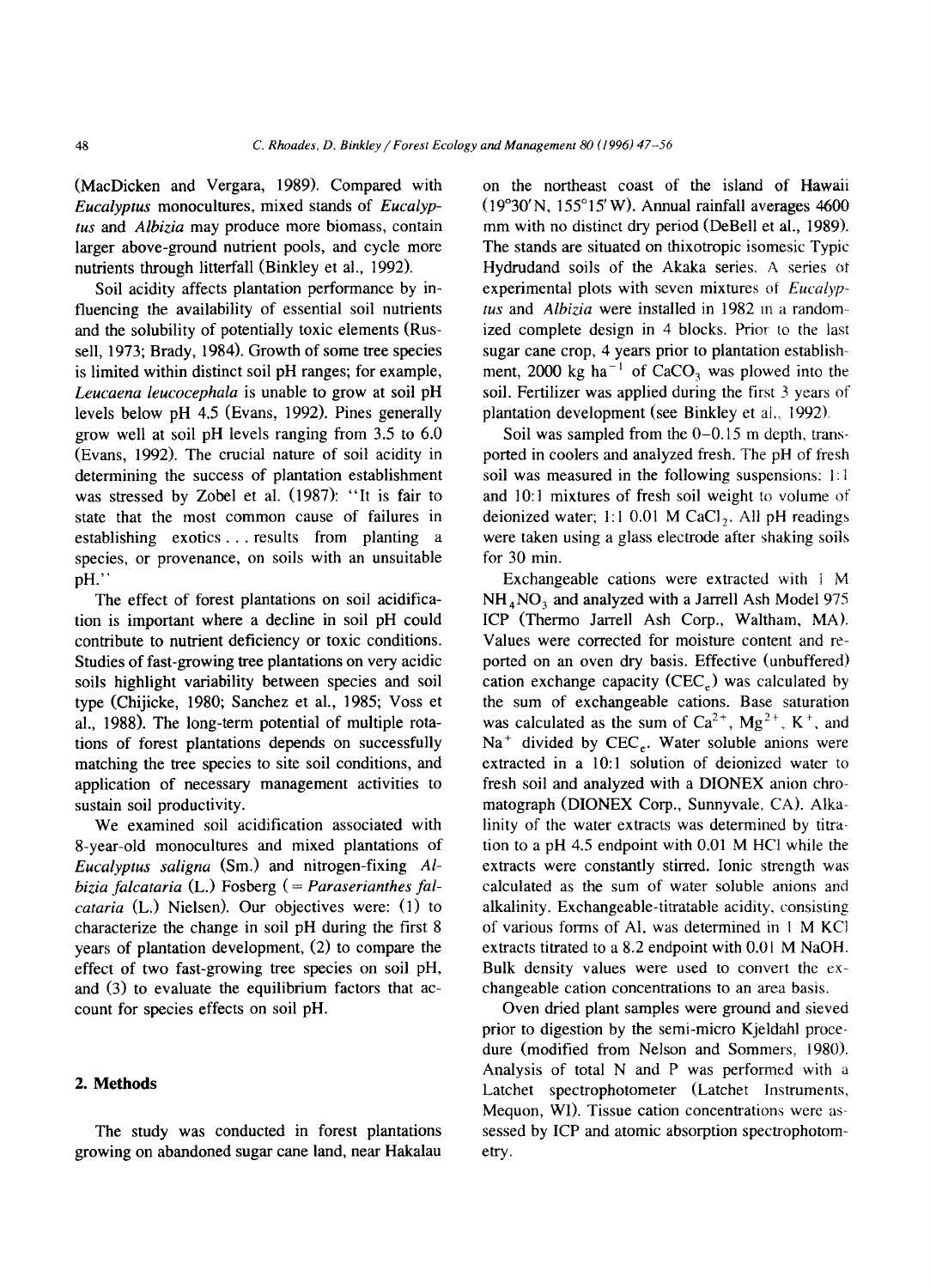(MacDicken and Vergara, 1989). Compared with *Eucalyptus* monocultures, mixed stands of *Eucalyptus* and *Albizia* may produce more biomass, contain larger above-ground nutrient pools, and cycle more nutrients through litterfall (Binkley et al., 1992).

Soil acidity affects plantation performance by influencing the availability of essential soil nutrients and the solubility of potentially toxic elements (Russell, 1973; Brady, 1984). Growth of some tree species is limited within distinct soil pH ranges; for example, *Leucaena leucocephala* is unable to grow at soil pH levels below pH 4.5 (Evans, 1992). Pines generally grow well at soil pH levels ranging from 3.5 to 6.0 (Evans, 1992). The crucial nature of soil acidity in determining the success of plantation establishment was stressed by Zobel et al. (1987): "It is fair to state that the most common cause of failures in establishing exotics ... results from planting a species, or provenance, on soils with an unsuitable pH."

The effect of forest plantations on soil acidification is important where a decline in soil pH could contribute to nutrient deficiency or toxic conditions. Studies of fast-growing tree plantations on very acidic soils highlight variability between species and soil type (Chijicke, 1980; Sanchez et al., 1985; Voss et al., 1988). The long-term potential of multiple rotations of forest plantations depends on successfully matching the tree species to site soil conditions, and application of necessary management activities to sustain soil productivity.

We examined soil acidification associated with 8-year-old monocultures and mixed plantations of *Eucalyptus saligna* (Sm.) and nitrogen-fixing *Albizia falcataria* (L.) Fosberg (= *Paraserianthes falcataria* (L.) Nielsen). Our objectives were: (1) to characterize the change in soil pH during the first 8 years of plantation development, (2) to compare the effect of two fast-growing tree species on soil pH, and (3) to evaluate the equilibrium factors that account for species effects on soil pH.

## 2. Methods

The study was conducted in forest plantations growing on abandoned sugar cane land, near Hakalau on the northeast coast of the island of Hawaii (19°30′N, 155°15′W). Annual rainfall averages 4600 mm with no distinct dry period (DeBell et al., 1989). The stands are situated on thixotropic isomesic Typic Hydrudand soils of the Akaka series. A series of experimental plots with seven mixtures of *Eucalyptus* and *Albizia* were installed in 1982 in a randomized complete design in 4 blocks. Prior to the last sugar cane crop, 4 years prior to plantation establishment, 2000 kg $ha^{-1}$ of $CaCO_3$ was plowed into the soil. Fertilizer was applied during the first 3 years of plantation development (see Binkley et al., 1992).

Soil was sampled from the 0–0.15 m depth, transported in coolers and analyzed fresh. The pH of fresh soil was measured in the following suspensions: 1:1 and 10:1 mixtures of fresh soil weight to volume of deionized water; 1:1 0.01 M $CaCl_2$. All pH readings were taken using a glass electrode after shaking soils for 30 min.

Exchangeable cations were extracted with 1 M $NH_4NO_3$ and analyzed with a Jarrell Ash Model 975 ICP (Thermo Jarrell Ash Corp., Waltham, MA). Values were corrected for moisture content and reported on an oven dry basis. Effective (unbuffered) cation exchange capacity ($CEC_e$) was calculated by the sum of exchangeable cations. Base saturation was calculated as the sum of $Ca^{2+}$, $Mg^{2+}$, $K^+$, and $Na^+$ divided by $CEC_e$. Water soluble anions were extracted in a 10:1 solution of deionized water to fresh soil and analyzed with a DIONEX anion chromatograph (DIONEX Corp., Sunnyvale, CA). Alkalinity of the water extracts was determined by titration to a pH 4.5 endpoint with 0.01 M HCl while the extracts were constantly stirred. Ionic strength was calculated as the sum of water soluble anions and alkalinity. Exchangeable-titratable acidity, consisting of various forms of Al, was determined in 1 M KCl extracts titrated to a 8.2 endpoint with 0.01 M NaOH. Bulk density values were used to convert the exchangeable cation concentrations to an area basis.

Oven dried plant samples were ground and sieved prior to digestion by the semi-micro Kjeldahl procedure (modified from Nelson and Sommers, 1980). Analysis of total N and P was performed with a Latchet spectrophotometer (Latchet Instruments, Mequon, WI). Tissue cation concentrations were assessed by ICP and atomic absorption spectrophotometry.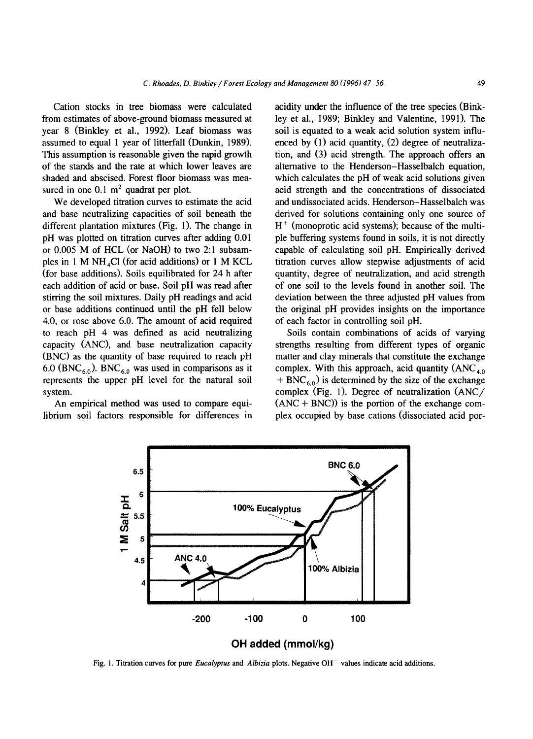Cation stocks in tree biomass were calculated from estimates of above-ground biomass measured at year 8 (Binkley et al., 1992). Leaf biomass was assumed to equal 1 year of litterfall (Dunkin, 1989). This assumption is reasonable given the rapid growth of the stands and the rate at which lower leaves are shaded and abscised. Forest floor biomass was measured in one 0.1 $m^2$ quadrat per plot.

We developed titration curves to estimate the acid and base neutralizing capacities of soil beneath the different plantation mixtures (Fig. 1). The change in pH was plotted on titration curves after adding 0.01 or 0.005 M of HCL (or NaOH) to two 2:1 subsamples in 1 M $NH_4Cl$ (for acid additions) or 1 M KCL (for base additions). Soils equilibrated for 24 h after each addition of acid or base. Soil pH was read after stirring the soil mixtures. Daily pH readings and acid or base additions continued until the pH fell below 4.0, or rose above 6.0. The amount of acid required to reach pH 4 was defined as acid neutralizing capacity (ANC), and base neutralization capacity (BNC) as the quantity of base required to reach pH 6.0 ($BNC_{6.0}$). $BNC_{6.0}$ was used in comparisons as it represents the upper pH level for the natural soil system.

An empirical method was used to compare equilibrium soil factors responsible for differences in acidity under the influence of the tree species (Binkley et al., 1989; Binkley and Valentine, 1991). The soil is equated to a weak acid solution system influenced by (1) acid quantity, (2) degree of neutralization, and (3) acid strength. The approach offers an alternative to the Henderson–Hasselbalch equation, which calculates the pH of weak acid solutions given acid strength and the concentrations of dissociated and undissociated acids. Henderson–Hasselbalch was derived for solutions containing only one source of $H^+$ (monoprotic acid systems); because of the multiple buffering systems found in soils, it is not directly capable of calculating soil pH. Empirically derived titration curves allow stepwise adjustments of acid quantity, degree of neutralization, and acid strength of one soil to the levels found in another soil. The deviation between the three adjusted pH values from the original pH provides insights on the importance of each factor in controlling soil pH.

Soils contain combinations of acids of varying strengths resulting from different types of organic matter and clay minerals that constitute the exchange complex. With this approach, acid quantity ($ANC_{4.0}$ + $BNC_{6.0}$) is determined by the size of the exchange complex (Fig. 1). Degree of neutralization (ANC/(ANC + BNC)) is the portion of the exchange complex occupied by base cations (dissociated acid por-

Fig. 1. Titration curves for pure *Eucalyptus* and *Albizia* plots. Negative $OH^-$ values indicate acid additions.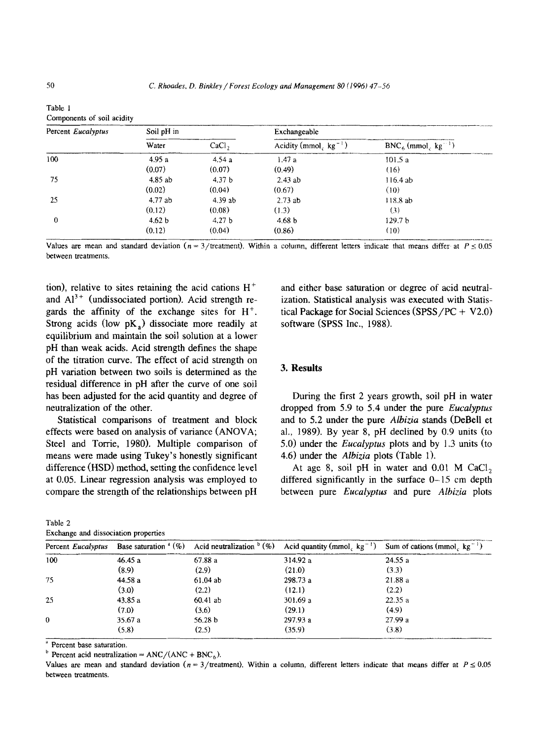Table 1
Components of soil acidity

| Percent *Eucalyptus* | Soil pH in | | Exchangeable | |
|---|---|---|---|---|
| | Water | $CaCl_2$ | Acidity ($mmol_c\ kg^{-1}$) | $BNC_6$ ($mmol_c\ kg^{-1}$) |
| 100 | 4.95 a | 4.54 a | 1.47 a | 101.5 a |
| | (0.07) | (0.07) | (0.49) | (16) |
| 75 | 4.85 ab | 4.37 b | 2.43 ab | 116.4 ab |
| | (0.02) | (0.04) | (0.67) | (10) |
| 25 | 4.77 ab | 4.39 ab | 2.73 ab | 118.8 ab |
| | (0.12) | (0.08) | (1.3) | (3) |
| 0 | 4.62 b | 4.27 b | 4.68 b | 129.7 b |
| | (0.12) | (0.04) | (0.86) | (10) |

Values are mean and standard deviation ($n = 3$/treatment). Within a column, different letters indicate that means differ at $P \leq 0.05$ between treatments.

tion), relative to sites retaining the acid cations $H^+$ and $Al^{3+}$ (undissociated portion). Acid strength regards the affinity of the exchange sites for $H^+$. Strong acids (low $pK_a$) dissociate more readily at equilibrium and maintain the soil solution at a lower pH than weak acids. Acid strength defines the shape of the titration curve. The effect of acid strength on pH variation between two soils is determined as the residual difference in pH after the curve of one soil has been adjusted for the acid quantity and degree of neutralization of the other.

Statistical comparisons of treatment and block effects were based on analysis of variance (ANOVA; Steel and Torrie, 1980). Multiple comparison of means were made using Tukey's honestly significant difference (HSD) method, setting the confidence level at 0.05. Linear regression analysis was employed to compare the strength of the relationships between pH and either base saturation or degree of acid neutralization. Statistical analysis was executed with Statistical Package for Social Sciences (SPSS/PC + V2.0) software (SPSS Inc., 1988).

## 3. Results

During the first 2 years growth, soil pH in water dropped from 5.9 to 5.4 under the pure *Eucalyptus* and to 5.2 under the pure *Albizia* stands (DeBell et al., 1989). By year 8, pH declined by 0.9 units (to 5.0) under the *Eucalyptus* plots and by 1.3 units (to 4.6) under the *Albizia* plots (Table 1).

At age 8, soil pH in water and 0.01 M $CaCl_2$ differed significantly in the surface 0–15 cm depth between pure *Eucalyptus* and pure *Albizia* plots

Table 2
Exchange and dissociation properties

| Percent *Eucalyptus* | Base saturation [a] (%) | Acid neutralization [b] (%) | Acid quantity ($mmol_c\ kg^{-1}$) | Sum of cations ($mmol_c\ kg^{-1}$) |
|---|---|---|---|---|
| 100 | 46.45 a | 67.88 a | 314.92 a | 24.55 a |
| | (8.9) | (2.9) | (21.0) | (3.3) |
| 75 | 44.58 a | 61.04 ab | 298.73 a | 21.88 a |
| | (3.0) | (2.2) | (12.1) | (2.2) |
| 25 | 43.85 a | 60.41 ab | 301.69 a | 22.35 a |
| | (7.0) | (3.6) | (29.1) | (4.9) |
| 0 | 35.67 a | 56.28 b | 297.93 a | 27.99 a |
| | (5.8) | (2.5) | (35.9) | (3.8) |

[a] Percent base saturation.

[b] Percent acid neutralization = $ANC/(ANC + BNC_6)$.

Values are mean and standard deviation ($n = 3$/treatment). Within a column, different letters indicate that means differ at $P \leq 0.05$ between treatments.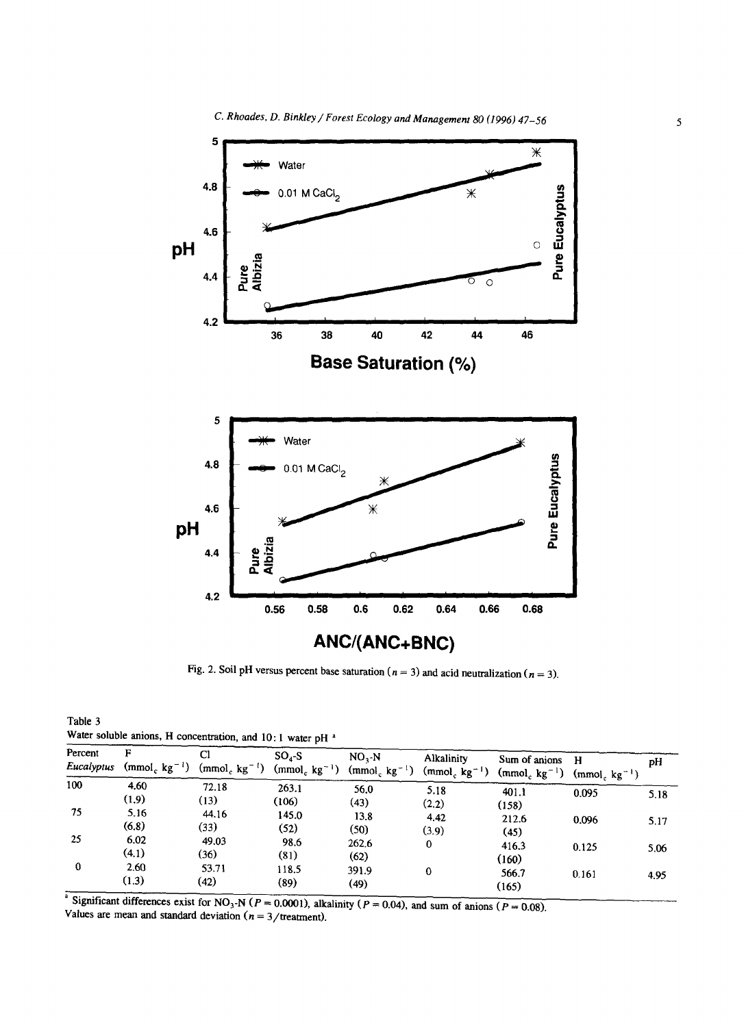Fig. 2. Soil pH versus percent base saturation ($n = 3$) and acid neutralization ($n = 3$).

Table 3
Water soluble anions, H concentration, and 10 : 1 water pH [a]

| Percent *Eucalyptus* | F ($mmol_c\ kg^{-1}$) | Cl ($mmol_c\ kg^{-1}$) | $SO_4$-S ($mmol_c\ kg^{-1}$) | $NO_3$-N ($mmol_c\ kg^{-1}$) | Alkalinity ($mmol_c\ kg^{-1}$) | Sum of anions ($mmol_c\ kg^{-1}$) | H ($mmol_c\ kg^{-1}$) | pH |
|---|---|---|---|---|---|---|---|---|
| 100 | 4.60 | 72.18 | 263.1 | 56.0 | 5.18 | 401.1 | 0.095 | 5.18 |
| | (1.9) | (13) | (106) | (43) | (2.2) | (158) | | |
| 75 | 5.16 | 44.16 | 145.0 | 13.8 | 4.42 | 212.6 | 0.096 | 5.17 |
| | (6.8) | (33) | (52) | (50) | (3.9) | (45) | | |
| 25 | 6.02 | 49.03 | 98.6 | 262.6 | 0 | 416.3 | 0.125 | 5.06 |
| | (4.1) | (36) | (81) | (62) | | (160) | | |
| 0 | 2.60 | 53.71 | 118.5 | 391.9 | 0 | 566.7 | 0.161 | 4.95 |
| | (1.3) | (42) | (89) | (49) | | (165) | | |

[a] Significant differences exist for $NO_3$-N ($P = 0.0001$), alkalinity ($P = 0.04$), and sum of anions ($P = 0.08$).
Values are mean and standard deviation ($n = 3$/treatment).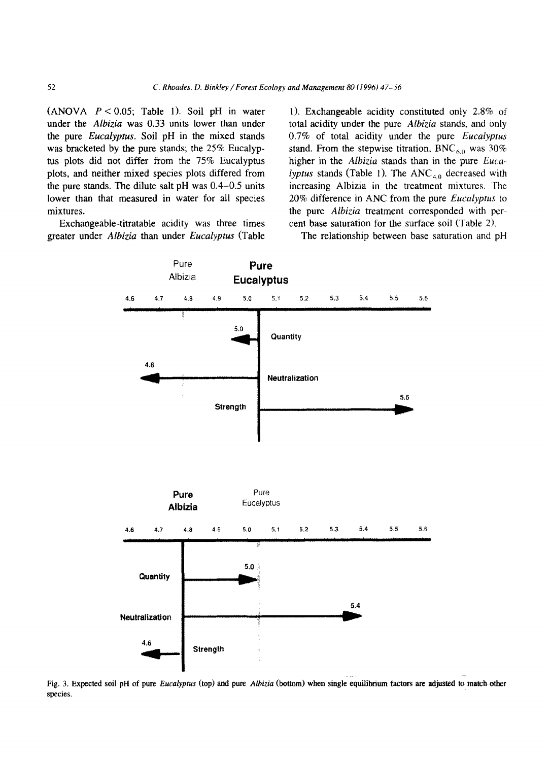(ANOVA $P < 0.05$; Table 1). Soil pH in water under the *Albizia* was 0.33 units lower than under the pure *Eucalyptus*. Soil pH in the mixed stands was bracketed by the pure stands; the 25% Eucalyptus plots did not differ from the 75% Eucalyptus plots, and neither mixed species plots differed from the pure stands. The dilute salt pH was 0.4–0.5 units lower than that measured in water for all species mixtures.

Exchangeable-titratable acidity was three times greater under *Albizia* than under *Eucalyptus* (Table 1). Exchangeable acidity constituted only 2.8% of total acidity under the pure *Albizia* stands, and only 0.7% of total acidity under the pure *Eucalyptus* stand. From the stepwise titration, $BNC_{6.0}$ was 30% higher in the *Albizia* stands than in the pure *Eucalyptus* stands (Table 1). The $ANC_{4.0}$ decreased with increasing Albizia in the treatment mixtures. The 20% difference in ANC from the pure *Eucalyptus* to the pure *Albizia* treatment corresponded with percent base saturation for the surface soil (Table 2).

The relationship between base saturation and pH

Fig. 3. Expected soil pH of pure *Eucalyptus* (top) and pure *Albizia* (bottom) when single equilibrium factors are adjusted to match other species.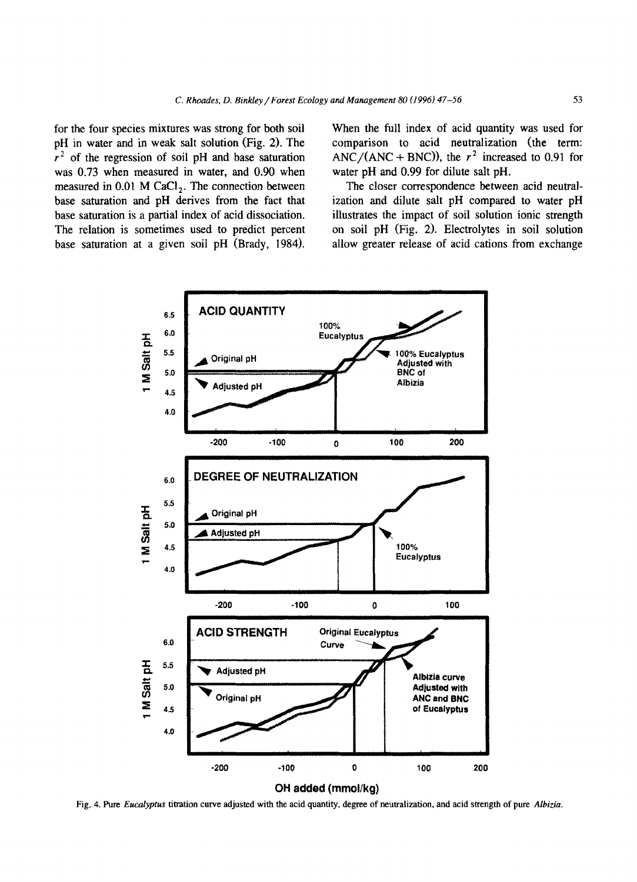for the four species mixtures was strong for both soil pH in water and in weak salt solution (Fig. 2). The $r^2$ of the regression of soil pH and base saturation was 0.73 when measured in water, and 0.90 when measured in 0.01 M $CaCl_2$. The connection between base saturation and pH derives from the fact that base saturation is a partial index of acid dissociation. The relation is sometimes used to predict percent base saturation at a given soil pH (Brady, 1984). When the full index of acid quantity was used for comparison to acid neutralization (the term: ANC/(ANC + BNC)), the $r^2$ increased to 0.91 for water pH and 0.99 for dilute salt pH.

The closer correspondence between acid neutralization and dilute salt pH compared to water pH illustrates the impact of soil solution ionic strength on soil pH (Fig. 2). Electrolytes in soil solution allow greater release of acid cations from exchange

Fig. 4. Pure *Eucalyptus* titration curve adjusted with the acid quantity, degree of neutralization, and acid strength of pure *Albizia*.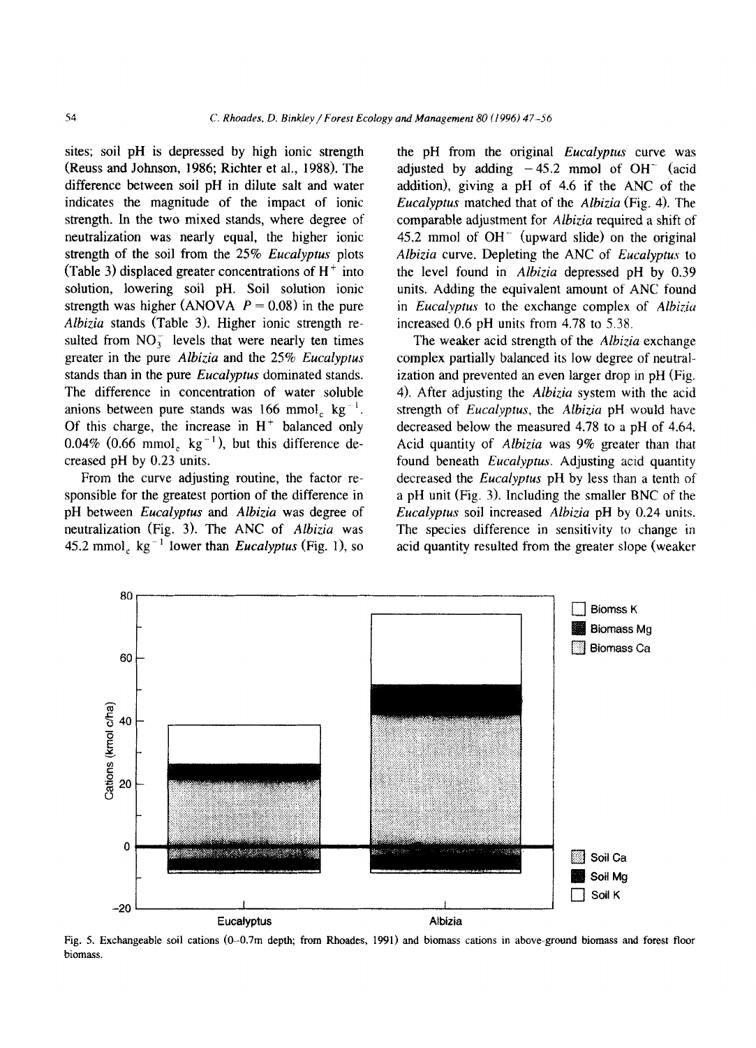sites; soil pH is depressed by high ionic strength (Reuss and Johnson, 1986; Richter et al., 1988). The difference between soil pH in dilute salt and water indicates the magnitude of the impact of ionic strength. In the two mixed stands, where degree of neutralization was nearly equal, the higher ionic strength of the soil from the 25% *Eucalyptus* plots (Table 3) displaced greater concentrations of $H^+$ into solution, lowering soil pH. Soil solution ionic strength was higher (ANOVA $P = 0.08$) in the pure *Albizia* stands (Table 3). Higher ionic strength resulted from $NO_3^-$ levels that were nearly ten times greater in the pure *Albizia* and the 25% *Eucalyptus* stands than in the pure *Eucalyptus* dominated stands. The difference in concentration of water soluble anions between pure stands was 166 mmol$_c$ kg$^{-1}$. Of this charge, the increase in $H^+$ balanced only 0.04% (0.66 mmol$_c$ kg$^{-1}$), but this difference decreased pH by 0.23 units.

From the curve adjusting routine, the factor responsible for the greatest portion of the difference in pH between *Eucalyptus* and *Albizia* was degree of neutralization (Fig. 3). The ANC of *Albizia* was 45.2 mmol$_c$ kg$^{-1}$ lower than *Eucalyptus* (Fig. 1), so the pH from the original *Eucalyptus* curve was adjusted by adding $-45.2$ mmol of $OH^-$ (acid addition), giving a pH of 4.6 if the ANC of the *Eucalyptus* matched that of the *Albizia* (Fig. 4). The comparable adjustment for *Albizia* required a shift of 45.2 mmol of $OH^-$ (upward slide) on the original *Albizia* curve. Depleting the ANC of *Eucalyptus* to the level found in *Albizia* depressed pH by 0.39 units. Adding the equivalent amount of ANC found in *Eucalyptus* to the exchange complex of *Albizia* increased 0.6 pH units from 4.78 to 5.38.

The weaker acid strength of the *Albizia* exchange complex partially balanced its low degree of neutralization and prevented an even larger drop in pH (Fig. 4). After adjusting the *Albizia* system with the acid strength of *Eucalyptus*, the *Albizia* pH would have decreased below the measured 4.78 to a pH of 4.64. Acid quantity of *Albizia* was 9% greater than that found beneath *Eucalyptus*. Adjusting acid quantity decreased the *Eucalyptus* pH by less than a tenth of a pH unit (Fig. 3). Including the smaller BNC of the *Eucalyptus* soil increased *Albizia* pH by 0.24 units. The species difference in sensitivity to change in acid quantity resulted from the greater slope (weaker

Fig. 5. Exchangeable soil cations (0–0.7m depth; from Rhoades, 1991) and biomass cations in above-ground biomass and forest floor biomass.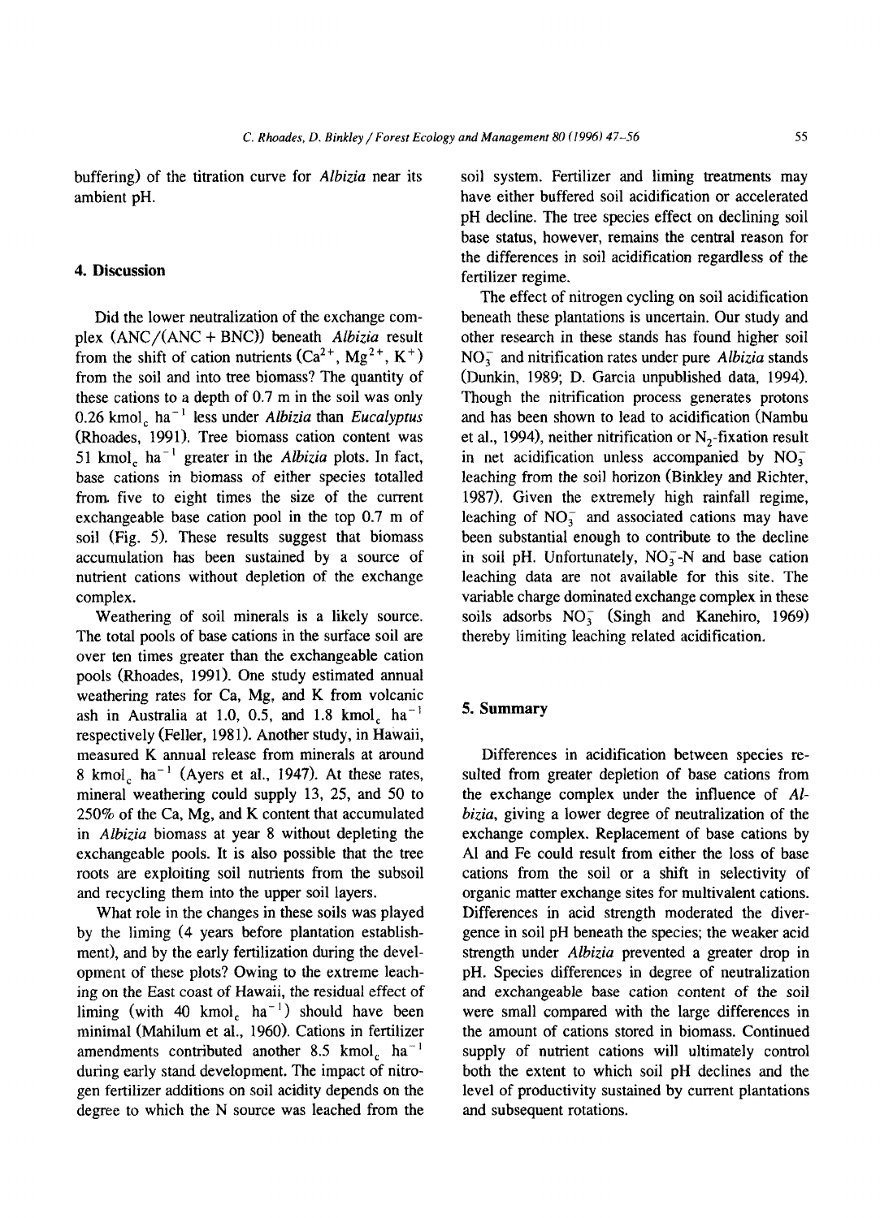buffering) of the titration curve for *Albizia* near its ambient pH.

## 4. Discussion

Did the lower neutralization of the exchange complex (ANC/(ANC + BNC)) beneath *Albizia* result from the shift of cation nutrients ($Ca^{2+}$, $Mg^{2+}$, $K^{+}$) from the soil and into tree biomass? The quantity of these cations to a depth of 0.7 m in the soil was only 0.26 $kmol_c\ ha^{-1}$ less under *Albizia* than *Eucalyptus* (Rhoades, 1991). Tree biomass cation content was 51 $kmol_c\ ha^{-1}$ greater in the *Albizia* plots. In fact, base cations in biomass of either species totalled from five to eight times the size of the current exchangeable base cation pool in the top 0.7 m of soil (Fig. 5). These results suggest that biomass accumulation has been sustained by a source of nutrient cations without depletion of the exchange complex.

Weathering of soil minerals is a likely source. The total pools of base cations in the surface soil are over ten times greater than the exchangeable cation pools (Rhoades, 1991). One study estimated annual weathering rates for Ca, Mg, and K from volcanic ash in Australia at 1.0, 0.5, and 1.8 $kmol_c\ ha^{-1}$ respectively (Feller, 1981). Another study, in Hawaii, measured K annual release from minerals at around 8 $kmol_c\ ha^{-1}$ (Ayers et al., 1947). At these rates, mineral weathering could supply 13, 25, and 50 to 250% of the Ca, Mg, and K content that accumulated in *Albizia* biomass at year 8 without depleting the exchangeable pools. It is also possible that the tree roots are exploiting soil nutrients from the subsoil and recycling them into the upper soil layers.

What role in the changes in these soils was played by the liming (4 years before plantation establishment), and by the early fertilization during the development of these plots? Owing to the extreme leaching on the East coast of Hawaii, the residual effect of liming (with 40 $kmol_c\ ha^{-1}$) should have been minimal (Mahilum et al., 1960). Cations in fertilizer amendments contributed another 8.5 $kmol_c\ ha^{-1}$ during early stand development. The impact of nitrogen fertilizer additions on soil acidity depends on the degree to which the N source was leached from the soil system. Fertilizer and liming treatments may have either buffered soil acidification or accelerated pH decline. The tree species effect on declining soil base status, however, remains the central reason for the differences in soil acidification regardless of the fertilizer regime.

The effect of nitrogen cycling on soil acidification beneath these plantations is uncertain. Our study and other research in these stands has found higher soil $NO_3^-$ and nitrification rates under pure *Albizia* stands (Dunkin, 1989; D. Garcia unpublished data, 1994). Though the nitrification process generates protons and has been shown to lead to acidification (Nambu et al., 1994), neither nitrification or $N_2$-fixation result in net acidification unless accompanied by $NO_3^-$ leaching from the soil horizon (Binkley and Richter, 1987). Given the extremely high rainfall regime, leaching of $NO_3^-$ and associated cations may have been substantial enough to contribute to the decline in soil pH. Unfortunately, $NO_3^-$-N and base cation leaching data are not available for this site. The variable charge dominated exchange complex in these soils adsorbs $NO_3^-$ (Singh and Kanehiro, 1969) thereby limiting leaching related acidification.

## 5. Summary

Differences in acidification between species resulted from greater depletion of base cations from the exchange complex under the influence of *Albizia*, giving a lower degree of neutralization of the exchange complex. Replacement of base cations by Al and Fe could result from either the loss of base cations from the soil or a shift in selectivity of organic matter exchange sites for multivalent cations. Differences in acid strength moderated the divergence in soil pH beneath the species; the weaker acid strength under *Albizia* prevented a greater drop in pH. Species differences in degree of neutralization and exchangeable base cation content of the soil were small compared with the large differences in the amount of cations stored in biomass. Continued supply of nutrient cations will ultimately control both the extent to which soil pH declines and the level of productivity sustained by current plantations and subsequent rotations.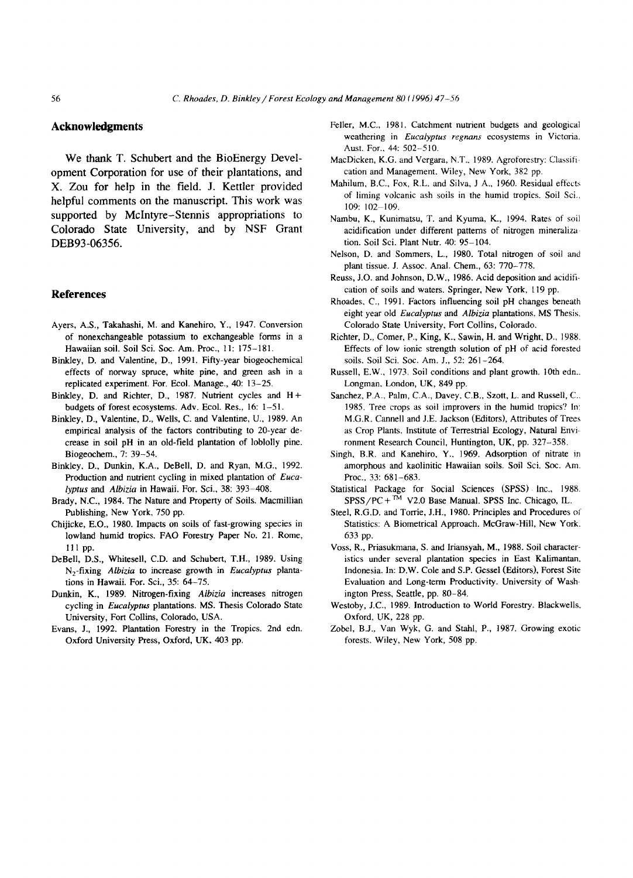## Acknowledgments

We thank T. Schubert and the BioEnergy Development Corporation for use of their plantations, and X. Zou for help in the field. J. Kettler provided helpful comments on the manuscript. This work was supported by McIntyre–Stennis appropriations to Colorado State University, and by NSF Grant DEB93-06356.

## References

Ayers, A.S., Takahashi, M. and Kanehiro, Y., 1947. Conversion of nonexchangeable potassium to exchangeable forms in a Hawaiian soil. Soil Sci. Soc. Am. Proc., 11: 175–181.

Binkley, D. and Valentine, D., 1991. Fifty-year biogeochemical effects of norway spruce, white pine, and green ash in a replicated experiment. For. Ecol. Manage., 40: 13–25.

Binkley, D. and Richter, D., 1987. Nutrient cycles and H+ budgets of forest ecosystems. Adv. Ecol. Res., 16: 1–51.

Binkley, D., Valentine, D., Wells, C. and Valentine, U., 1989. An empirical analysis of the factors contributing to 20-year decrease in soil pH in an old-field plantation of loblolly pine. Biogeochem., 7: 39–54.

Binkley, D., Dunkin, K.A., DeBell, D. and Ryan, M.G., 1992. Production and nutrient cycling in mixed plantation of *Eucalyptus* and *Albizia* in Hawaii. For. Sci., 38: 393–408.

Brady, N.C., 1984. The Nature and Property of Soils. Macmillian Publishing, New York, 750 pp.

Chijicke, E.O., 1980. Impacts on soils of fast-growing species in lowland humid tropics. FAO Forestry Paper No. 21. Rome, 111 pp.

DeBell, D.S., Whitesell, C.D. and Schubert, T.H., 1989. Using $N_2$-fixing *Albizia* to increase growth in *Eucalyptus* plantations in Hawaii. For. Sci., 35: 64–75.

Dunkin, K., 1989. Nitrogen-fixing *Albizia* increases nitrogen cycling in *Eucalyptus* plantations. MS. Thesis Colorado State University, Fort Collins, Colorado, USA.

Evans, J., 1992. Plantation Forestry in the Tropics. 2nd edn. Oxford University Press, Oxford, UK, 403 pp.

Feller, M.C., 1981. Catchment nutrient budgets and geological weathering in *Eucalyptus regnans* ecosystems in Victoria. Aust. For., 44: 502–510.

MacDicken, K.G. and Vergara, N.T., 1989. Agroforestry: Classification and Management. Wiley, New York, 382 pp.

Mahilum, B.C., Fox, R.L. and Silva, J A., 1960. Residual effects of liming volcanic ash soils in the humid tropics. Soil Sci., 109: 102–109.

Nambu, K., Kunimatsu, T. and Kyuma, K., 1994. Rates of soil acidification under different patterns of nitrogen mineralization. Soil Sci. Plant Nutr. 40: 95–104.

Nelson, D. and Sommers, L., 1980. Total nitrogen of soil and plant tissue. J. Assoc. Anal. Chem., 63: 770–778.

Reuss, J.O. and Johnson, D.W., 1986. Acid deposition and acidification of soils and waters. Springer, New York, 119 pp.

Rhoades, C., 1991. Factors influencing soil pH changes beneath eight year old *Eucalyptus* and *Albizia* plantations. MS Thesis, Colorado State University, Fort Collins, Colorado.

Richter, D., Comer, P., King, K., Sawin, H. and Wright, D., 1988. Effects of low ionic strength solution of pH of acid forested soils. Soil Sci. Soc. Am. J., 52: 261–264.

Russell, E.W., 1973. Soil conditions and plant growth. 10th edn.. Longman, London, UK, 849 pp.

Sanchez, P.A., Palm, C.A., Davey, C.B., Szott, L. and Russell, C., 1985. Tree crops as soil improvers in the humid tropics? In: M.G.R. Cannell and J.E. Jackson (Editors), Attributes of Trees as Crop Plants. Institute of Terrestrial Ecology, Natural Environment Research Council, Huntington, UK, pp. 327–358.

Singh, B.R. and Kanehiro, Y., 1969. Adsorption of nitrate in amorphous and kaolinitic Hawaiian soils. Soil Sci. Soc. Am. Proc., 33: 681–683.

Statistical Package for Social Sciences (SPSS) Inc., 1988. SPSS/PC+ TM V2.0 Base Manual. SPSS Inc. Chicago, IL.

Steel, R.G.D. and Torrie, J.H., 1980. Principles and Procedures of Statistics: A Biometrical Approach. McGraw-Hill, New York, 633 pp.

Voss, R., Priasukmana, S. and Iriansyah, M., 1988. Soil characteristics under several plantation species in East Kalimantan, Indonesia. In: D.W. Cole and S.P. Gessel (Editors), Forest Site Evaluation and Long-term Productivity. University of Washington Press, Seattle, pp. 80–84.

Westoby, J.C., 1989. Introduction to World Forestry. Blackwells, Oxford, UK, 228 pp.

Zobel, B.J., Van Wyk, G. and Stahl, P., 1987. Growing exotic forests. Wiley, New York, 508 pp.